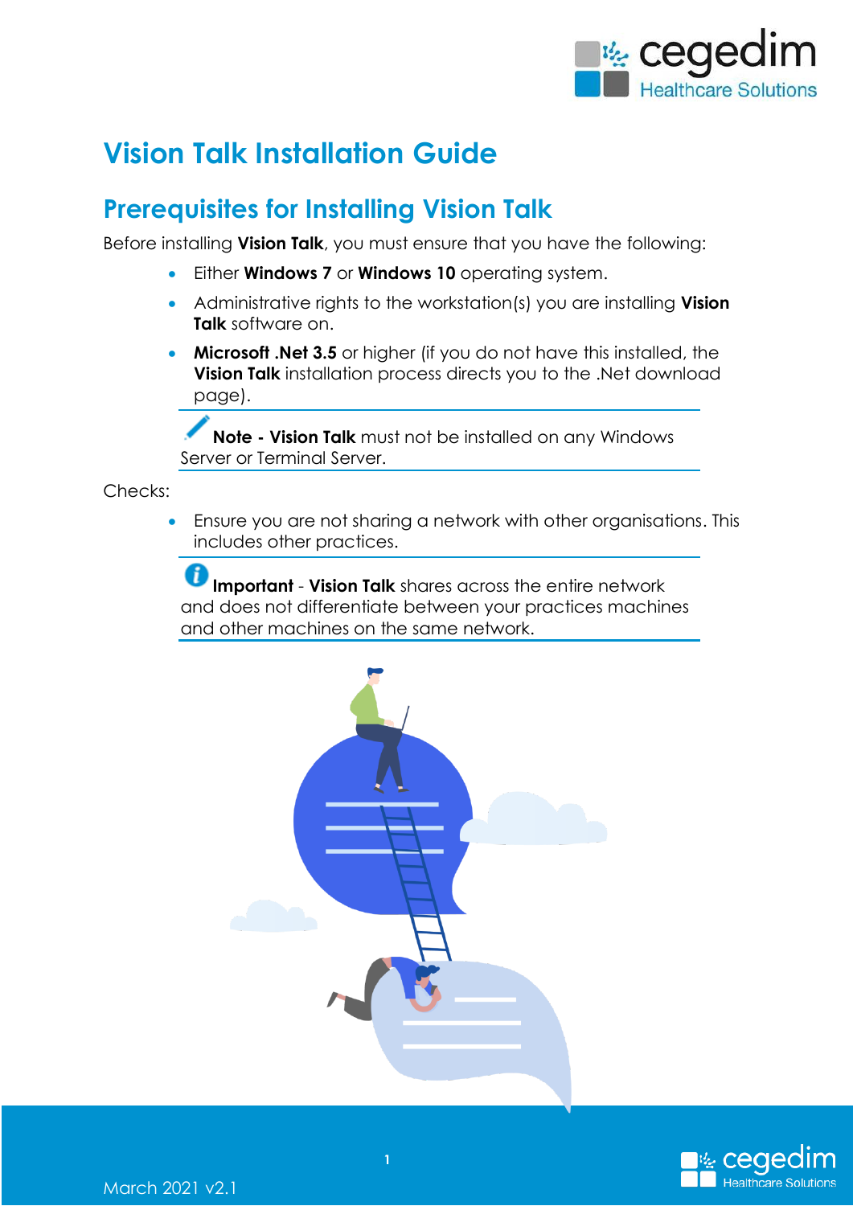# Vision Talk Installation Guide

## Prerequisites for Installing Vision Talk

Before installing **Vision Talk**, you must ensure that you have the following:

- Either **Windows 7** or **Windows 10** operating system.
- Administrative rights to the workstation(s) you are installing **Vision Talk** software on.
- **Microsoft .Net 3.5** or higher (if you do not have this installed, the **Vision Talk** installation process directs you to the .Net download page).

> **Note - Vision Talk** must not be installed on any Windows Server or Terminal Server.

Checks:

- Ensure you are not sharing a network with other organisations. This includes other practices.

> **Important** - **Vision Talk** shares across the entire network and does not differentiate between your practices machines and other machines on the same network.

March 2021 v2.1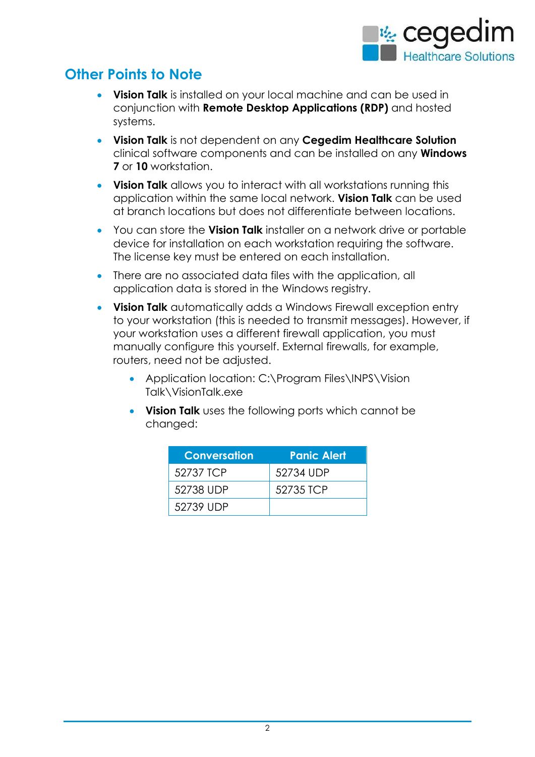## Other Points to Note

- **Vision Talk** is installed on your local machine and can be used in conjunction with **Remote Desktop Applications (RDP)** and hosted systems.
- **Vision Talk** is not dependent on any **Cegedim Healthcare Solution** clinical software components and can be installed on any **Windows 7** or **10** workstation.
- **Vision Talk** allows you to interact with all workstations running this application within the same local network. **Vision Talk** can be used at branch locations but does not differentiate between locations.
- You can store the **Vision Talk** installer on a network drive or portable device for installation on each workstation requiring the software. The license key must be entered on each installation.
- There are no associated data files with the application, all application data is stored in the Windows registry.
- **Vision Talk** automatically adds a Windows Firewall exception entry to your workstation (this is needed to transmit messages). However, if your workstation uses a different firewall application, you must manually configure this yourself. External firewalls, for example, routers, need not be adjusted.
    - Application location: C:\Program Files\INPS\Vision Talk\VisionTalk.exe
    - **Vision Talk** uses the following ports which cannot be changed:

| Conversation | Panic Alert |
|---|---|
| 52737 TCP | 52734 UDP |
| 52738 UDP | 52735 TCP |
| 52739 UDP | |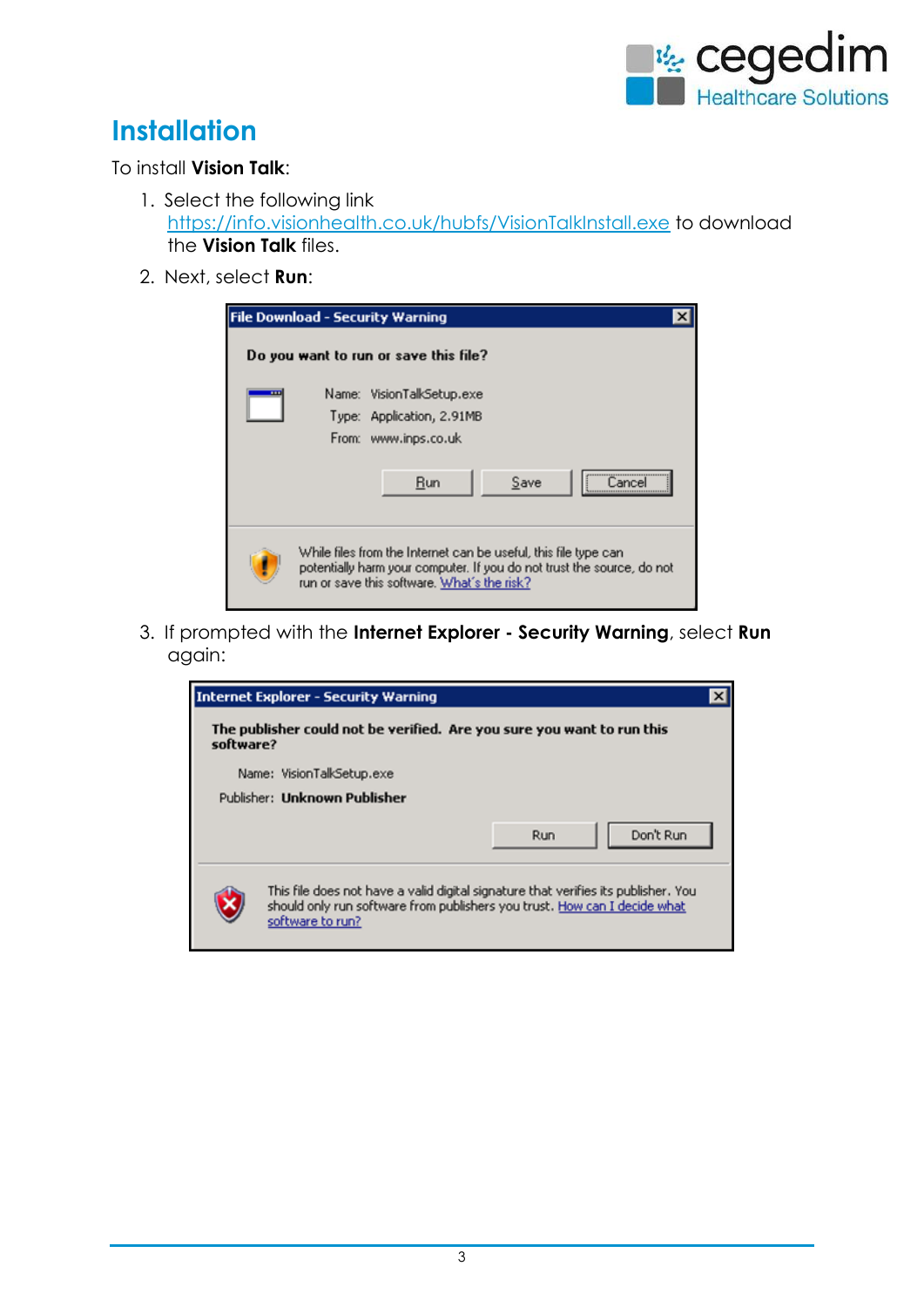# Installation

To install **Vision Talk**:

1. Select the following link [https://info.visionhealth.co.uk/hubfs/VisionTalkInstall.exe](https://info.visionhealth.co.uk/hubfs/VisionTalkInstall.exe) to download the **Vision Talk** files.
2. Next, select **Run**:
3. If prompted with the **Internet Explorer - Security Warning**, select **Run** again: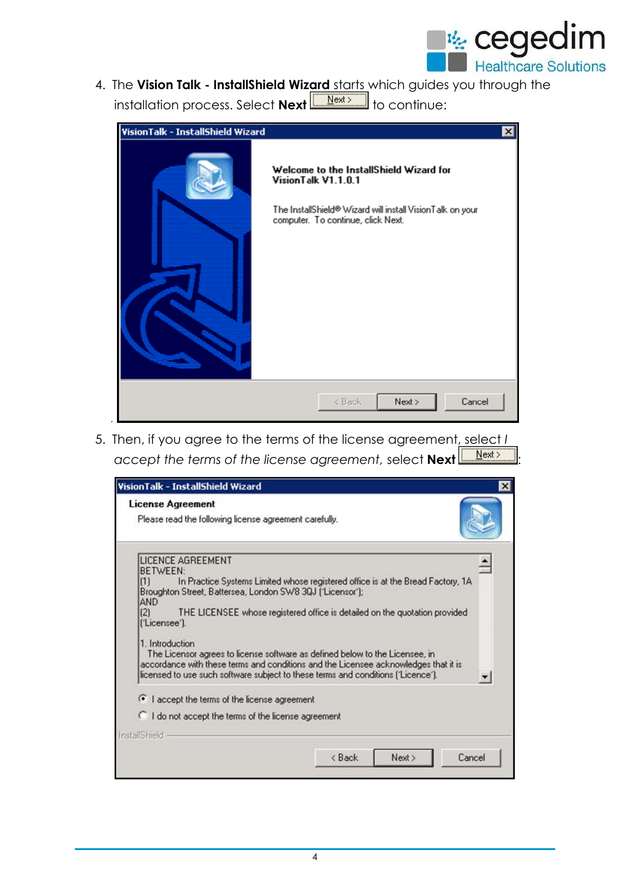4. The **Vision Talk - InstallShield Wizard** starts which guides you through the installation process. Select **Next** Next > to continue:

5. Then, if you agree to the terms of the license agreement, select *I accept the terms of the license agreement*, select **Next** Next >: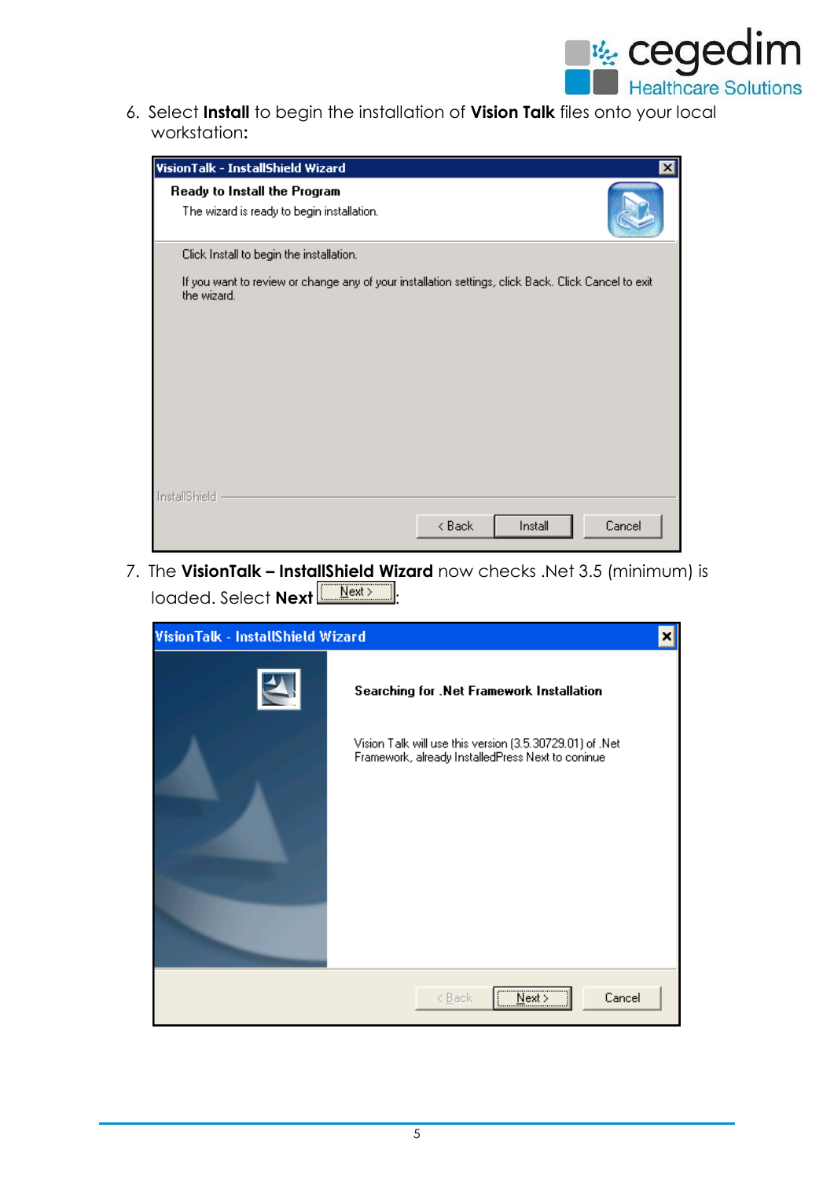6. Select **Install** to begin the installation of **Vision Talk** files onto your local workstation**:**

7. The **VisionTalk – InstallShield Wizard** now checks .Net 3.5 (minimum) is loaded. Select **Next** Next > :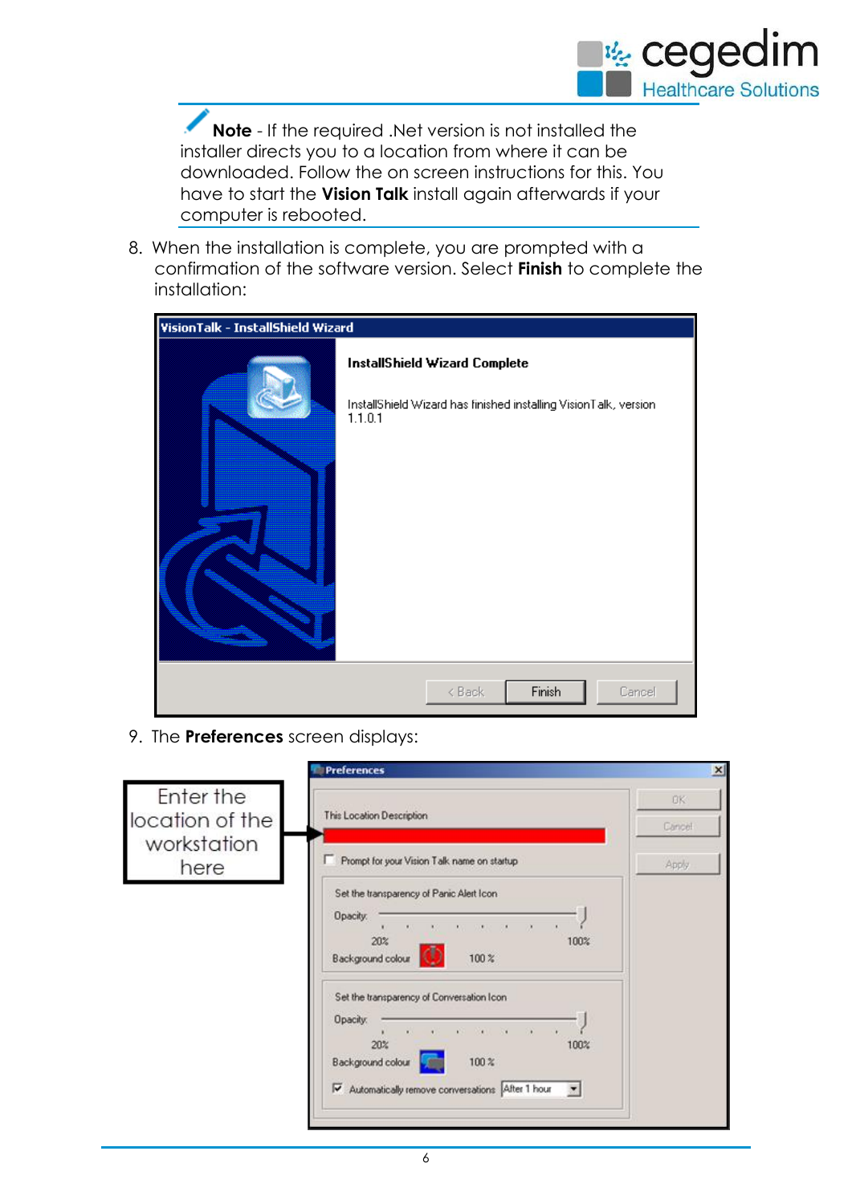**Note** - If the required .Net version is not installed the installer directs you to a location from where it can be downloaded. Follow the on screen instructions for this. You have to start the **Vision Talk** install again afterwards if your computer is rebooted.

8. When the installation is complete, you are prompted with a confirmation of the software version. Select **Finish** to complete the installation:

VisionTalk - InstallShield Wizard

**InstallShield Wizard Complete**

InstallShield Wizard has finished installing VisionTalk, version 1.1.0.1

< Back | Finish | Cancel

9. The **Preferences** screen displays:

Enter the location of the workstation here

Preferences

This Location Description

Prompt for your Vision Talk name on startup

Set the transparency of Panic Alert Icon

Opacity: 20% 100%

Background colour 100 %

Set the transparency of Conversation Icon

Opacity: 20% 100%

Background colour 100 %

Automatically remove conversations After 1 hour

OK | Cancel | Apply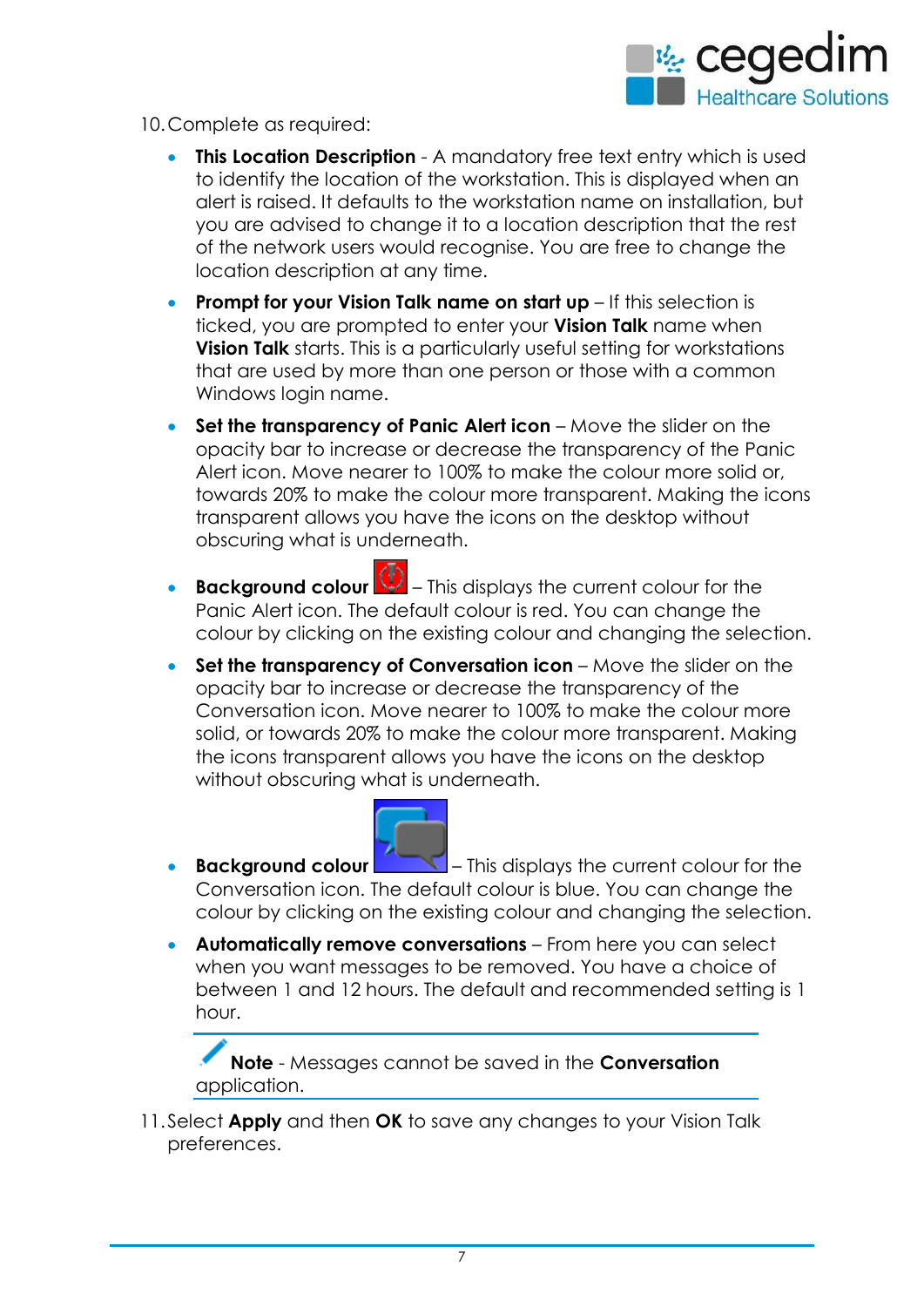10. Complete as required:

    - **This Location Description** - A mandatory free text entry which is used to identify the location of the workstation. This is displayed when an alert is raised. It defaults to the workstation name on installation, but you are advised to change it to a location description that the rest of the network users would recognise. You are free to change the location description at any time.
    - **Prompt for your Vision Talk name on start up** – If this selection is ticked, you are prompted to enter your **Vision Talk** name when **Vision Talk** starts. This is a particularly useful setting for workstations that are used by more than one person or those with a common Windows login name.
    - **Set the transparency of Panic Alert icon** – Move the slider on the opacity bar to increase or decrease the transparency of the Panic Alert icon. Move nearer to 100% to make the colour more solid or, towards 20% to make the colour more transparent. Making the icons transparent allows you have the icons on the desktop without obscuring what is underneath.
    - **Background colour** – This displays the current colour for the Panic Alert icon. The default colour is red. You can change the colour by clicking on the existing colour and changing the selection.
    - **Set the transparency of Conversation icon** – Move the slider on the opacity bar to increase or decrease the transparency of the Conversation icon. Move nearer to 100% to make the colour more solid, or towards 20% to make the colour more transparent. Making the icons transparent allows you have the icons on the desktop without obscuring what is underneath.
    - **Background colour** – This displays the current colour for the Conversation icon. The default colour is blue. You can change the colour by clicking on the existing colour and changing the selection.
    - **Automatically remove conversations** – From here you can select when you want messages to be removed. You have a choice of between 1 and 12 hours. The default and recommended setting is 1 hour.

    > **Note** - Messages cannot be saved in the **Conversation** application.

11. Select **Apply** and then **OK** to save any changes to your Vision Talk preferences.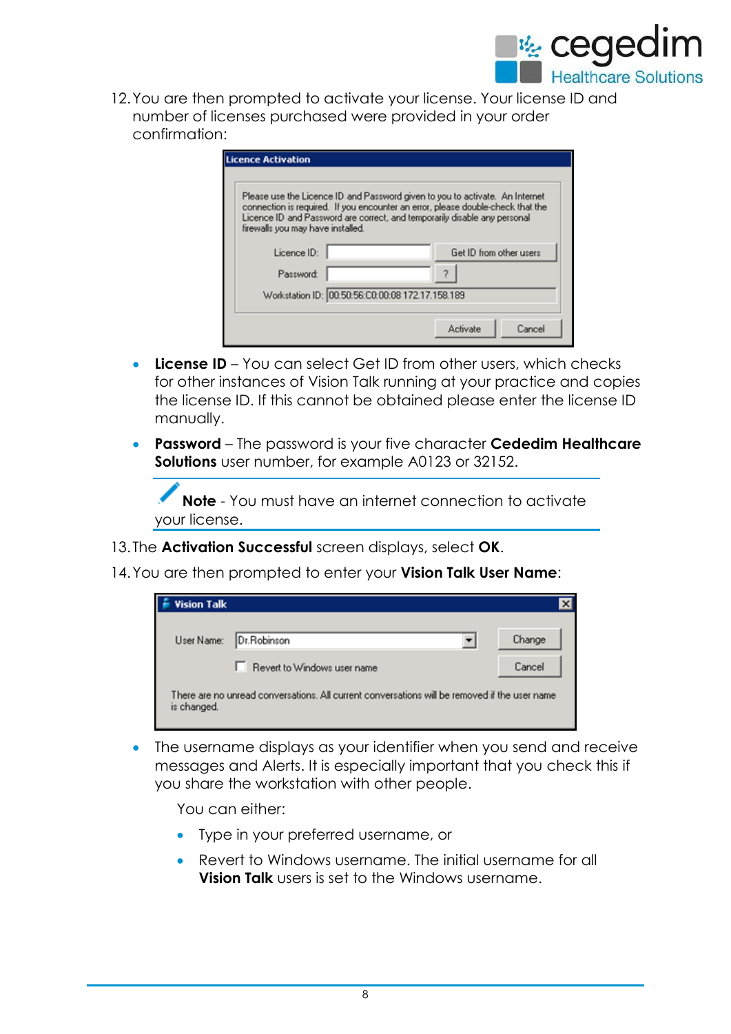12. You are then prompted to activate your license. Your license ID and number of licenses purchased were provided in your order confirmation:

    - **License ID** – You can select Get ID from other users, which checks for other instances of Vision Talk running at your practice and copies the license ID. If this cannot be obtained please enter the license ID manually.
    - **Password** – The password is your five character **Cededim Healthcare Solutions** user number, for example A0123 or 32152.

    **Note** - You must have an internet connection to activate your license.

13. The **Activation Successful** screen displays, select **OK**.
14. You are then prompted to enter your **Vision Talk User Name**:

    - The username displays as your identifier when you send and receive messages and Alerts. It is especially important that you check this if you share the workstation with other people.

      You can either:

      - Type in your preferred username, or
      - Revert to Windows username. The initial username for all **Vision Talk** users is set to the Windows username.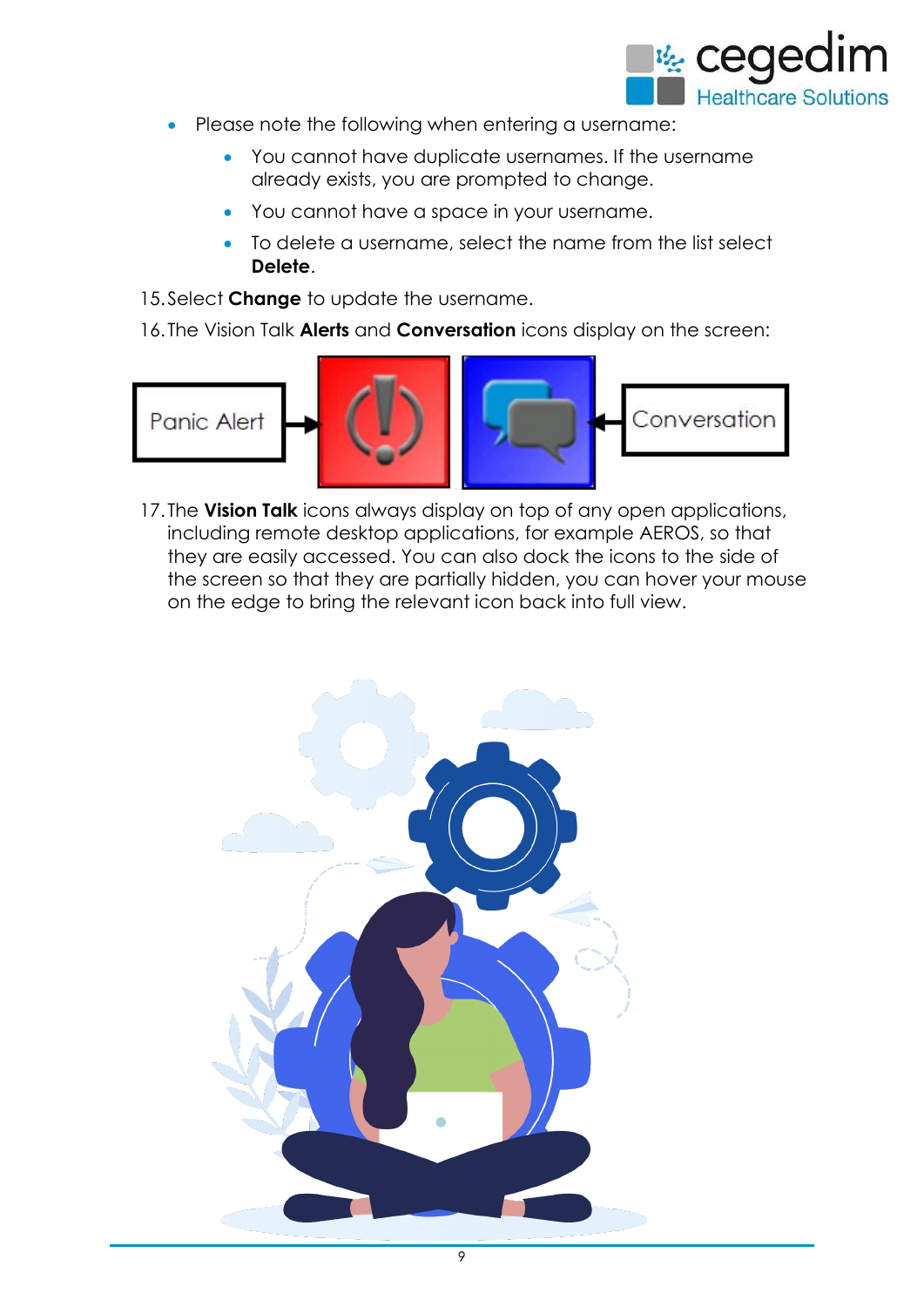- Please note the following when entering a username:
    - You cannot have duplicate usernames. If the username already exists, you are prompted to change.
    - You cannot have a space in your username.
    - To delete a username, select the name from the list select **Delete**.

15. Select **Change** to update the username.
16. The Vision Talk **Alerts** and **Conversation** icons display on the screen:

Panic Alert

Conversation

17. The **Vision Talk** icons always display on top of any open applications, including remote desktop applications, for example AEROS, so that they are easily accessed. You can also dock the icons to the side of the screen so that they are partially hidden, you can hover your mouse on the edge to bring the relevant icon back into full view.